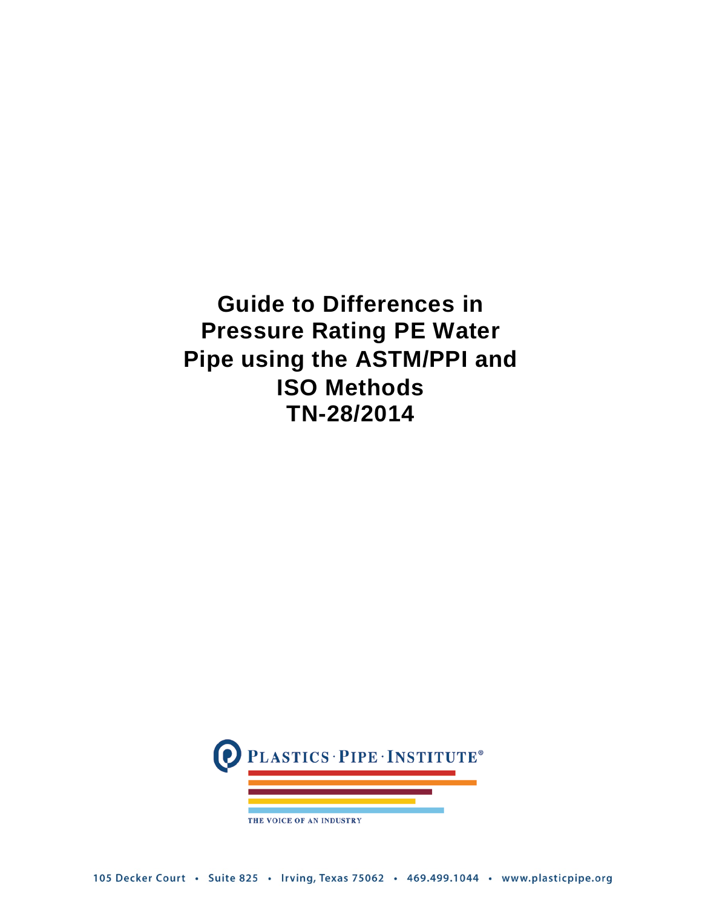# Guide to Differences in Pressure Rating PE Water Pipe using the ASTM/PPI and ISO Methods

# TN-28/2014

PLASTICS · PIPE · INSTITUTE®

THE VOICE OF AN INDUSTRY

105 Decker Court • Suite 825 • Irving, Texas 75062 • 469.499.1044 • www.plasticpipe.org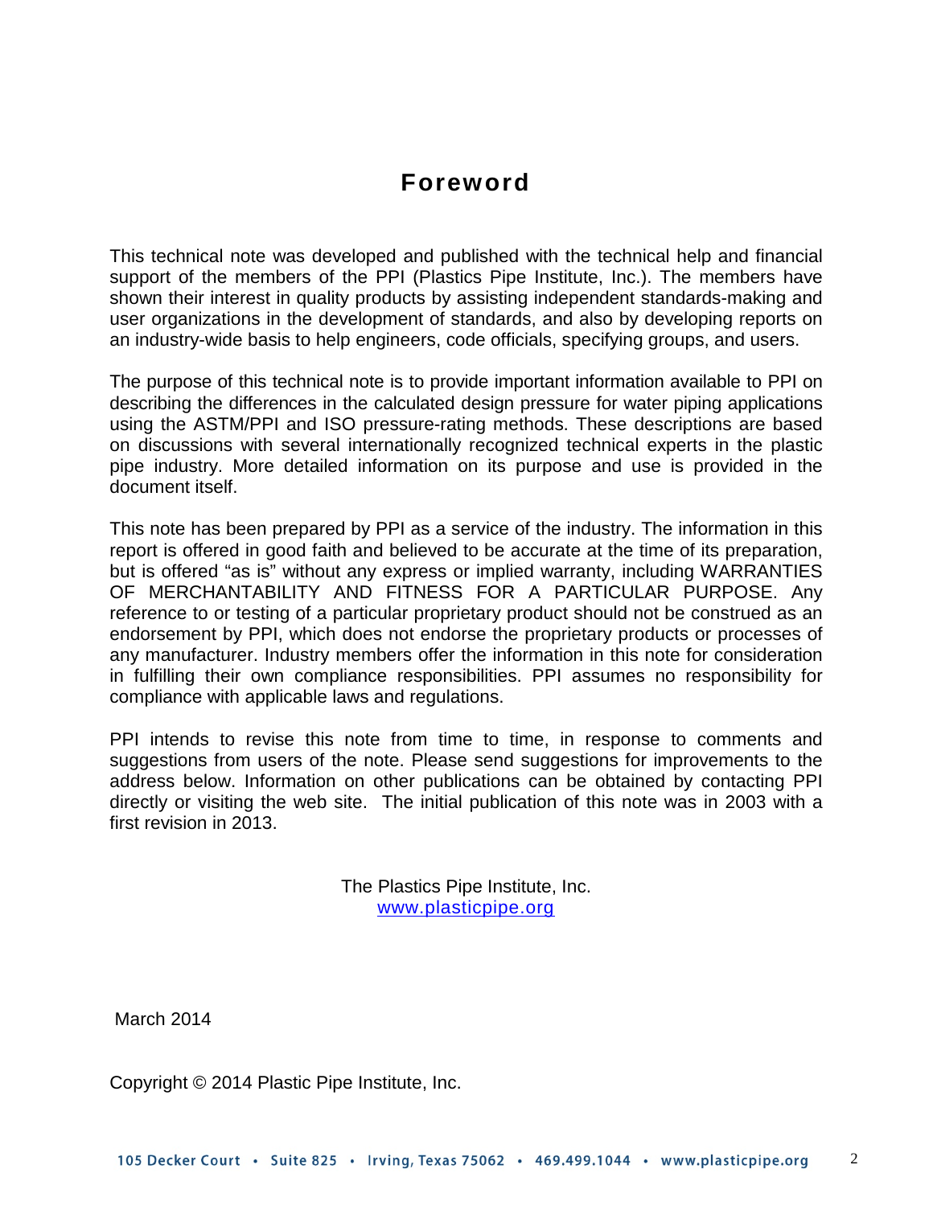# Foreword

This technical note was developed and published with the technical help and financial support of the members of the PPI (Plastics Pipe Institute, Inc.). The members have shown their interest in quality products by assisting independent standards-making and user organizations in the development of standards, and also by developing reports on an industry-wide basis to help engineers, code officials, specifying groups, and users.

The purpose of this technical note is to provide important information available to PPI on describing the differences in the calculated design pressure for water piping applications using the ASTM/PPI and ISO pressure-rating methods. These descriptions are based on discussions with several internationally recognized technical experts in the plastic pipe industry. More detailed information on its purpose and use is provided in the document itself.

This note has been prepared by PPI as a service of the industry. The information in this report is offered in good faith and believed to be accurate at the time of its preparation, but is offered "as is" without any express or implied warranty, including WARRANTIES OF MERCHANTABILITY AND FITNESS FOR A PARTICULAR PURPOSE. Any reference to or testing of a particular proprietary product should not be construed as an endorsement by PPI, which does not endorse the proprietary products or processes of any manufacturer. Industry members offer the information in this note for consideration in fulfilling their own compliance responsibilities. PPI assumes no responsibility for compliance with applicable laws and regulations.

PPI intends to revise this note from time to time, in response to comments and suggestions from users of the note. Please send suggestions for improvements to the address below. Information on other publications can be obtained by contacting PPI directly or visiting the web site. The initial publication of this note was in 2003 with a first revision in 2013.

The Plastics Pipe Institute, Inc.
www.plasticpipe.org

March 2014

Copyright © 2014 Plastic Pipe Institute, Inc.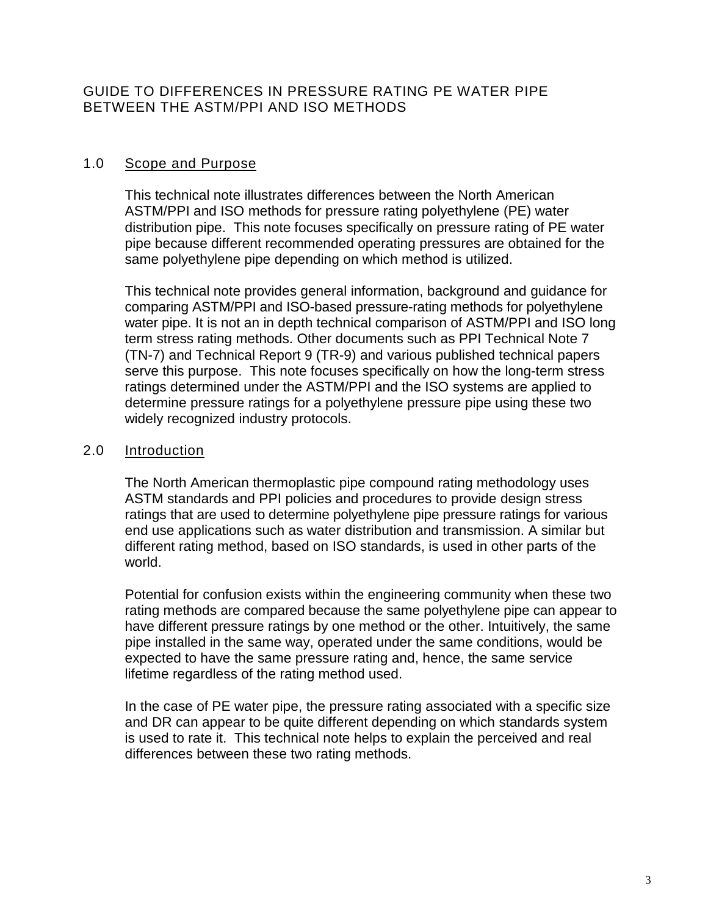# GUIDE TO DIFFERENCES IN PRESSURE RATING PE WATER PIPE BETWEEN THE ASTM/PPI AND ISO METHODS

## 1.0 Scope and Purpose

This technical note illustrates differences between the North American ASTM/PPI and ISO methods for pressure rating polyethylene (PE) water distribution pipe. This note focuses specifically on pressure rating of PE water pipe because different recommended operating pressures are obtained for the same polyethylene pipe depending on which method is utilized.

This technical note provides general information, background and guidance for comparing ASTM/PPI and ISO-based pressure-rating methods for polyethylene water pipe. It is not an in depth technical comparison of ASTM/PPI and ISO long term stress rating methods. Other documents such as PPI Technical Note 7 (TN-7) and Technical Report 9 (TR-9) and various published technical papers serve this purpose. This note focuses specifically on how the long-term stress ratings determined under the ASTM/PPI and the ISO systems are applied to determine pressure ratings for a polyethylene pressure pipe using these two widely recognized industry protocols.

## 2.0 Introduction

The North American thermoplastic pipe compound rating methodology uses ASTM standards and PPI policies and procedures to provide design stress ratings that are used to determine polyethylene pipe pressure ratings for various end use applications such as water distribution and transmission. A similar but different rating method, based on ISO standards, is used in other parts of the world.

Potential for confusion exists within the engineering community when these two rating methods are compared because the same polyethylene pipe can appear to have different pressure ratings by one method or the other. Intuitively, the same pipe installed in the same way, operated under the same conditions, would be expected to have the same pressure rating and, hence, the same service lifetime regardless of the rating method used.

In the case of PE water pipe, the pressure rating associated with a specific size and DR can appear to be quite different depending on which standards system is used to rate it. This technical note helps to explain the perceived and real differences between these two rating methods.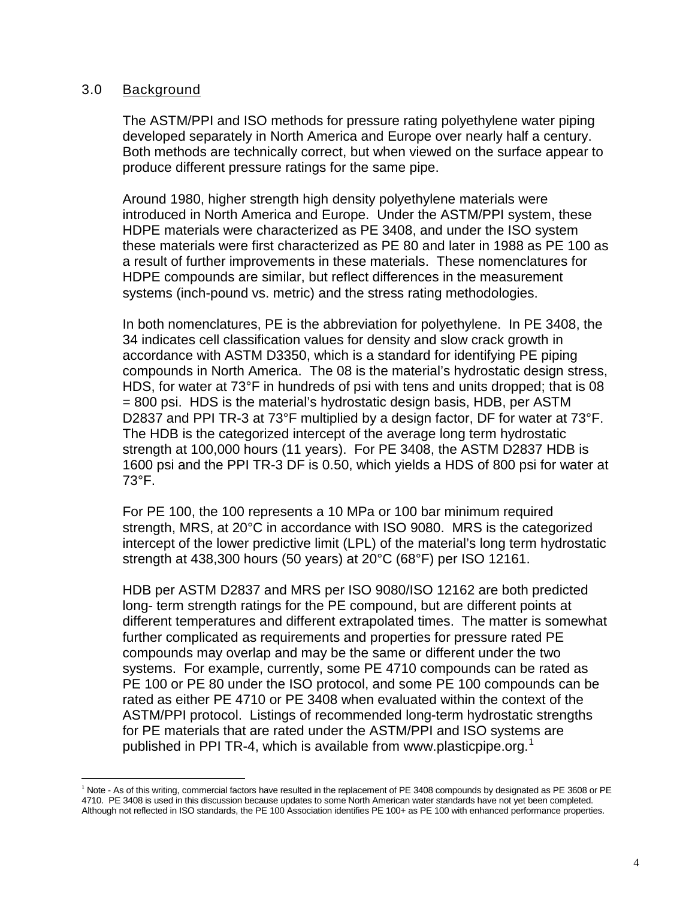## 3.0 Background

The ASTM/PPI and ISO methods for pressure rating polyethylene water piping developed separately in North America and Europe over nearly half a century. Both methods are technically correct, but when viewed on the surface appear to produce different pressure ratings for the same pipe.

Around 1980, higher strength high density polyethylene materials were introduced in North America and Europe. Under the ASTM/PPI system, these HDPE materials were characterized as PE 3408, and under the ISO system these materials were first characterized as PE 80 and later in 1988 as PE 100 as a result of further improvements in these materials. These nomenclatures for HDPE compounds are similar, but reflect differences in the measurement systems (inch-pound vs. metric) and the stress rating methodologies.

In both nomenclatures, PE is the abbreviation for polyethylene. In PE 3408, the 34 indicates cell classification values for density and slow crack growth in accordance with ASTM D3350, which is a standard for identifying PE piping compounds in North America. The 08 is the material's hydrostatic design stress, HDS, for water at 73°F in hundreds of psi with tens and units dropped; that is 08 = 800 psi. HDS is the material's hydrostatic design basis, HDB, per ASTM D2837 and PPI TR-3 at 73°F multiplied by a design factor, DF for water at 73°F. The HDB is the categorized intercept of the average long term hydrostatic strength at 100,000 hours (11 years). For PE 3408, the ASTM D2837 HDB is 1600 psi and the PPI TR-3 DF is 0.50, which yields a HDS of 800 psi for water at 73°F.

For PE 100, the 100 represents a 10 MPa or 100 bar minimum required strength, MRS, at 20°C in accordance with ISO 9080. MRS is the categorized intercept of the lower predictive limit (LPL) of the material's long term hydrostatic strength at 438,300 hours (50 years) at 20°C (68°F) per ISO 12161.

HDB per ASTM D2837 and MRS per ISO 9080/ISO 12162 are both predicted long- term strength ratings for the PE compound, but are different points at different temperatures and different extrapolated times. The matter is somewhat further complicated as requirements and properties for pressure rated PE compounds may overlap and may be the same or different under the two systems. For example, currently, some PE 4710 compounds can be rated as PE 100 or PE 80 under the ISO protocol, and some PE 100 compounds can be rated as either PE 4710 or PE 3408 when evaluated within the context of the ASTM/PPI protocol. Listings of recommended long-term hydrostatic strengths for PE materials that are rated under the ASTM/PPI and ISO systems are published in PPI TR-4, which is available from www.plasticpipe.org.[1]

---

[1] Note - As of this writing, commercial factors have resulted in the replacement of PE 3408 compounds by designated as PE 3608 or PE 4710. PE 3408 is used in this discussion because updates to some North American water standards have not yet been completed. Although not reflected in ISO standards, the PE 100 Association identifies PE 100+ as PE 100 with enhanced performance properties.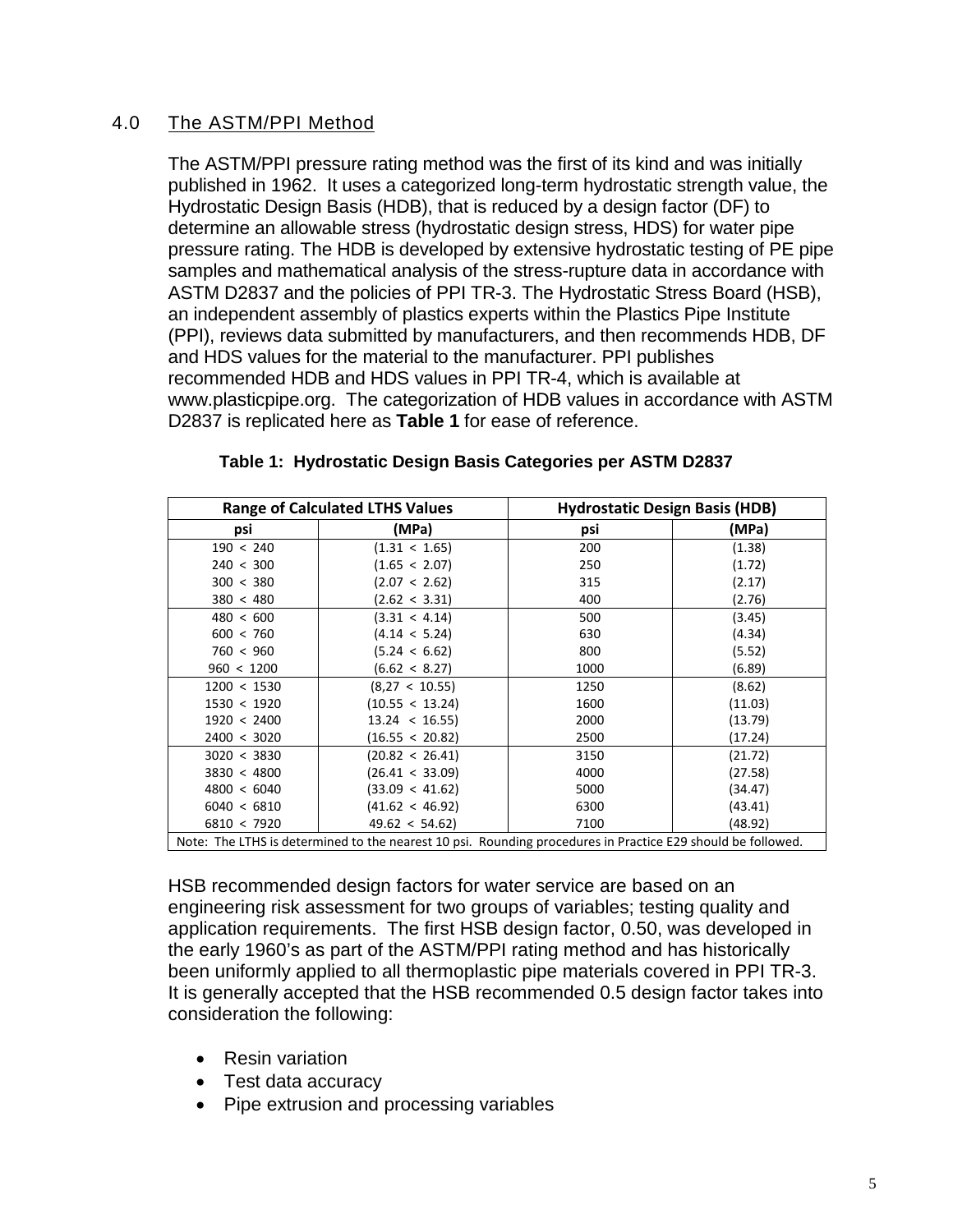## 4.0 The ASTM/PPI Method

The ASTM/PPI pressure rating method was the first of its kind and was initially published in 1962. It uses a categorized long-term hydrostatic strength value, the Hydrostatic Design Basis (HDB), that is reduced by a design factor (DF) to determine an allowable stress (hydrostatic design stress, HDS) for water pipe pressure rating. The HDB is developed by extensive hydrostatic testing of PE pipe samples and mathematical analysis of the stress-rupture data in accordance with ASTM D2837 and the policies of PPI TR-3. The Hydrostatic Stress Board (HSB), an independent assembly of plastics experts within the Plastics Pipe Institute (PPI), reviews data submitted by manufacturers, and then recommends HDB, DF and HDS values for the material to the manufacturer. PPI publishes recommended HDB and HDS values in PPI TR-4, which is available at www.plasticpipe.org. The categorization of HDB values in accordance with ASTM D2837 is replicated here as **Table 1** for ease of reference.

**Table 1: Hydrostatic Design Basis Categories per ASTM D2837**

| Range of Calculated LTHS Values | | Hydrostatic Design Basis (HDB) | |
|---|---|---|---|
| psi | (MPa) | psi | (MPa) |
| 190 < 240 | (1.31 < 1.65) | 200 | (1.38) |
| 240 < 300 | (1.65 < 2.07) | 250 | (1.72) |
| 300 < 380 | (2.07 < 2.62) | 315 | (2.17) |
| 380 < 480 | (2.62 < 3.31) | 400 | (2.76) |
| 480 < 600 | (3.31 < 4.14) | 500 | (3.45) |
| 600 < 760 | (4.14 < 5.24) | 630 | (4.34) |
| 760 < 960 | (5.24 < 6.62) | 800 | (5.52) |
| 960 < 1200 | (6.62 < 8.27) | 1000 | (6.89) |
| 1200 < 1530 | (8,27 < 10.55) | 1250 | (8.62) |
| 1530 < 1920 | (10.55 < 13.24) | 1600 | (11.03) |
| 1920 < 2400 | 13.24 < 16.55) | 2000 | (13.79) |
| 2400 < 3020 | (16.55 < 20.82) | 2500 | (17.24) |
| 3020 < 3830 | (20.82 < 26.41) | 3150 | (21.72) |
| 3830 < 4800 | (26.41 < 33.09) | 4000 | (27.58) |
| 4800 < 6040 | (33.09 < 41.62) | 5000 | (34.47) |
| 6040 < 6810 | (41.62 < 46.92) | 6300 | (43.41) |
| 6810 < 7920 | 49.62 < 54.62) | 7100 | (48.92) |

Note: The LTHS is determined to the nearest 10 psi. Rounding procedures in Practice E29 should be followed.

HSB recommended design factors for water service are based on an engineering risk assessment for two groups of variables; testing quality and application requirements. The first HSB design factor, 0.50, was developed in the early 1960's as part of the ASTM/PPI rating method and has historically been uniformly applied to all thermoplastic pipe materials covered in PPI TR-3. It is generally accepted that the HSB recommended 0.5 design factor takes into consideration the following:

- Resin variation
- Test data accuracy
- Pipe extrusion and processing variables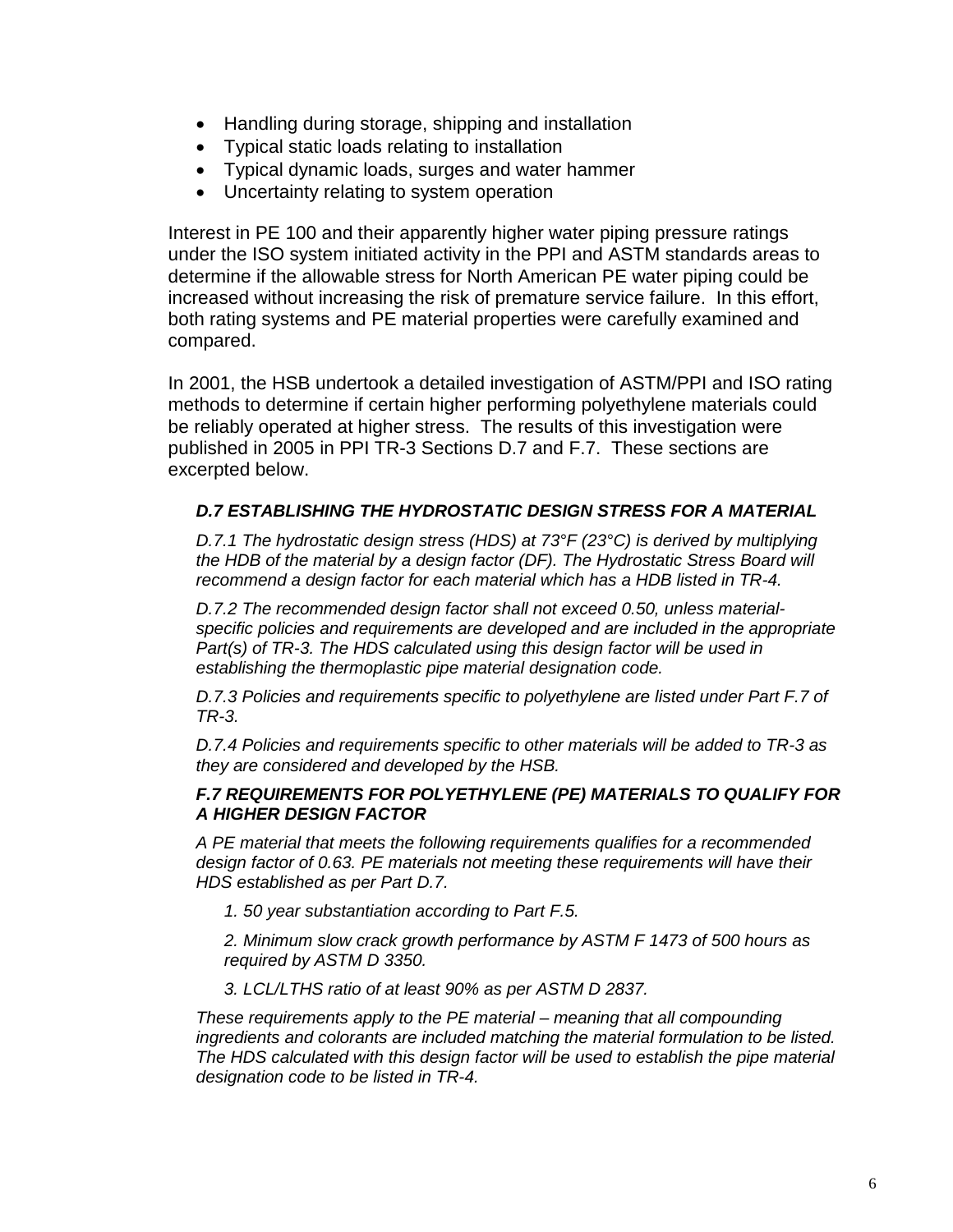- Handling during storage, shipping and installation
- Typical static loads relating to installation
- Typical dynamic loads, surges and water hammer
- Uncertainty relating to system operation

Interest in PE 100 and their apparently higher water piping pressure ratings under the ISO system initiated activity in the PPI and ASTM standards areas to determine if the allowable stress for North American PE water piping could be increased without increasing the risk of premature service failure. In this effort, both rating systems and PE material properties were carefully examined and compared.

In 2001, the HSB undertook a detailed investigation of ASTM/PPI and ISO rating methods to determine if certain higher performing polyethylene materials could be reliably operated at higher stress. The results of this investigation were published in 2005 in PPI TR-3 Sections D.7 and F.7. These sections are excerpted below.

> ***D.7 ESTABLISHING THE HYDROSTATIC DESIGN STRESS FOR A MATERIAL***
>
> *D.7.1 The hydrostatic design stress (HDS) at 73°F (23°C) is derived by multiplying the HDB of the material by a design factor (DF). The Hydrostatic Stress Board will recommend a design factor for each material which has a HDB listed in TR-4.*
>
> *D.7.2 The recommended design factor shall not exceed 0.50, unless material-specific policies and requirements are developed and are included in the appropriate Part(s) of TR-3. The HDS calculated using this design factor will be used in establishing the thermoplastic pipe material designation code.*
>
> *D.7.3 Policies and requirements specific to polyethylene are listed under Part F.7 of TR-3.*
>
> *D.7.4 Policies and requirements specific to other materials will be added to TR-3 as they are considered and developed by the HSB.*
>
> ***F.7 REQUIREMENTS FOR POLYETHYLENE (PE) MATERIALS TO QUALIFY FOR A HIGHER DESIGN FACTOR***
>
> *A PE material that meets the following requirements qualifies for a recommended design factor of 0.63. PE materials not meeting these requirements will have their HDS established as per Part D.7.*
>
> *1. 50 year substantiation according to Part F.5.*
>
> *2. Minimum slow crack growth performance by ASTM F 1473 of 500 hours as required by ASTM D 3350.*
>
> *3. LCL/LTHS ratio of at least 90% as per ASTM D 2837.*
>
> *These requirements apply to the PE material – meaning that all compounding ingredients and colorants are included matching the material formulation to be listed. The HDS calculated with this design factor will be used to establish the pipe material designation code to be listed in TR-4.*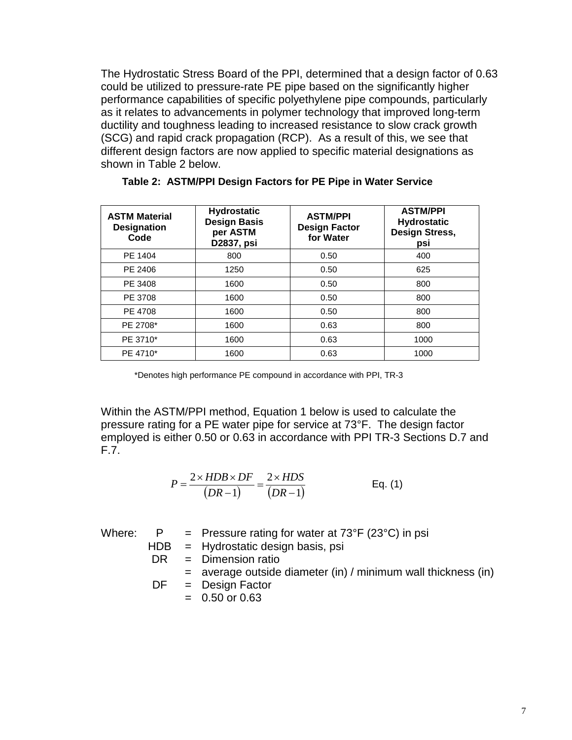The Hydrostatic Stress Board of the PPI, determined that a design factor of 0.63 could be utilized to pressure-rate PE pipe based on the significantly higher performance capabilities of specific polyethylene pipe compounds, particularly as it relates to advancements in polymer technology that improved long-term ductility and toughness leading to increased resistance to slow crack growth (SCG) and rapid crack propagation (RCP). As a result of this, we see that different design factors are now applied to specific material designations as shown in Table 2 below.

**Table 2: ASTM/PPI Design Factors for PE Pipe in Water Service**

| ASTM Material Designation Code | Hydrostatic Design Basis per ASTM D2837, psi | ASTM/PPI Design Factor for Water | ASTM/PPI Hydrostatic Design Stress, psi |
|---|---|---|---|
| PE 1404 | 800 | 0.50 | 400 |
| PE 2406 | 1250 | 0.50 | 625 |
| PE 3408 | 1600 | 0.50 | 800 |
| PE 3708 | 1600 | 0.50 | 800 |
| PE 4708 | 1600 | 0.50 | 800 |
| PE 2708* | 1600 | 0.63 | 800 |
| PE 3710* | 1600 | 0.63 | 1000 |
| PE 4710* | 1600 | 0.63 | 1000 |

*Denotes high performance PE compound in accordance with PPI, TR-3

Within the ASTM/PPI method, Equation 1 below is used to calculate the pressure rating for a PE water pipe for service at 73°F. The design factor employed is either 0.50 or 0.63 in accordance with PPI TR-3 Sections D.7 and F.7.

$$P = \frac{2 \times HDB \times DF}{(DR - 1)} = \frac{2 \times HDS}{(DR - 1)} \qquad \text{Eq. (1)}$$

Where:

- P = Pressure rating for water at 73°F (23°C) in psi
- HDB = Hydrostatic design basis, psi
- DR = Dimension ratio
  = average outside diameter (in) / minimum wall thickness (in)
- DF = Design Factor
  = 0.50 or 0.63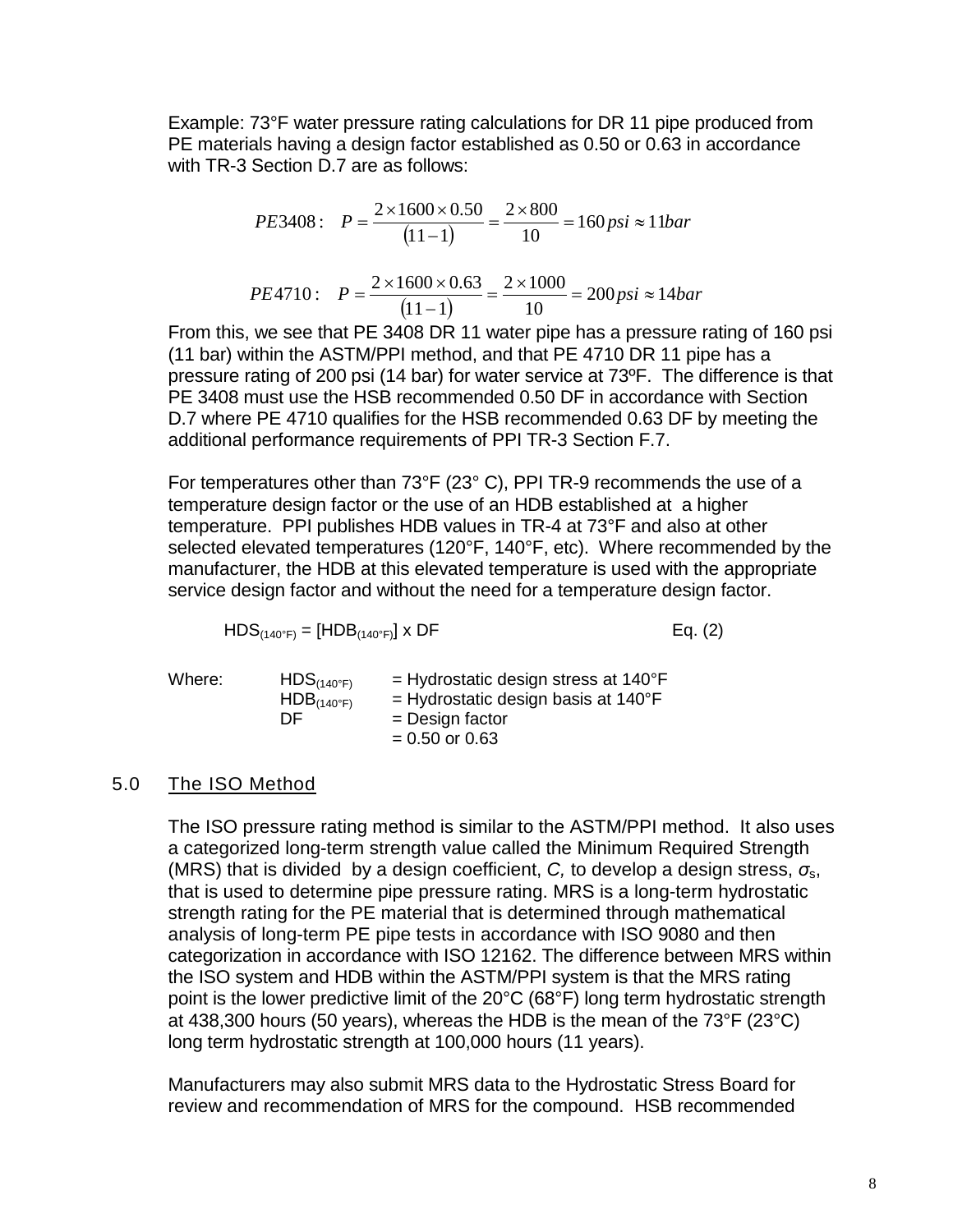Example: 73°F water pressure rating calculations for DR 11 pipe produced from PE materials having a design factor established as 0.50 or 0.63 in accordance with TR-3 Section D.7 are as follows:

$$PE3408: \quad P = \frac{2 \times 1600 \times 0.50}{(11-1)} = \frac{2 \times 800}{10} = 160\,psi \approx 11bar$$

$$PE4710: \quad P = \frac{2 \times 1600 \times 0.63}{(11-1)} = \frac{2 \times 1000}{10} = 200\,psi \approx 14bar$$

From this, we see that PE 3408 DR 11 water pipe has a pressure rating of 160 psi (11 bar) within the ASTM/PPI method, and that PE 4710 DR 11 pipe has a pressure rating of 200 psi (14 bar) for water service at 73ºF. The difference is that PE 3408 must use the HSB recommended 0.50 DF in accordance with Section D.7 where PE 4710 qualifies for the HSB recommended 0.63 DF by meeting the additional performance requirements of PPI TR-3 Section F.7.

For temperatures other than 73°F (23° C), PPI TR-9 recommends the use of a temperature design factor or the use of an HDB established at a higher temperature. PPI publishes HDB values in TR-4 at 73°F and also at other selected elevated temperatures (120°F, 140°F, etc). Where recommended by the manufacturer, the HDB at this elevated temperature is used with the appropriate service design factor and without the need for a temperature design factor.

$$HDS_{(140°F)} = [HDB_{(140°F)}] \times DF \qquad \text{Eq. (2)}$$

Where:

- $HDS_{(140°F)}$ = Hydrostatic design stress at 140°F
- $HDB_{(140°F)}$ = Hydrostatic design basis at 140°F
- DF = Design factor = 0.50 or 0.63

## 5.0 The ISO Method

The ISO pressure rating method is similar to the ASTM/PPI method. It also uses a categorized long-term strength value called the Minimum Required Strength (MRS) that is divided by a design coefficient, *C,* to develop a design stress, $\sigma_s$, that is used to determine pipe pressure rating. MRS is a long-term hydrostatic strength rating for the PE material that is determined through mathematical analysis of long-term PE pipe tests in accordance with ISO 9080 and then categorization in accordance with ISO 12162. The difference between MRS within the ISO system and HDB within the ASTM/PPI system is that the MRS rating point is the lower predictive limit of the 20°C (68°F) long term hydrostatic strength at 438,300 hours (50 years), whereas the HDB is the mean of the 73°F (23°C) long term hydrostatic strength at 100,000 hours (11 years).

Manufacturers may also submit MRS data to the Hydrostatic Stress Board for review and recommendation of MRS for the compound. HSB recommended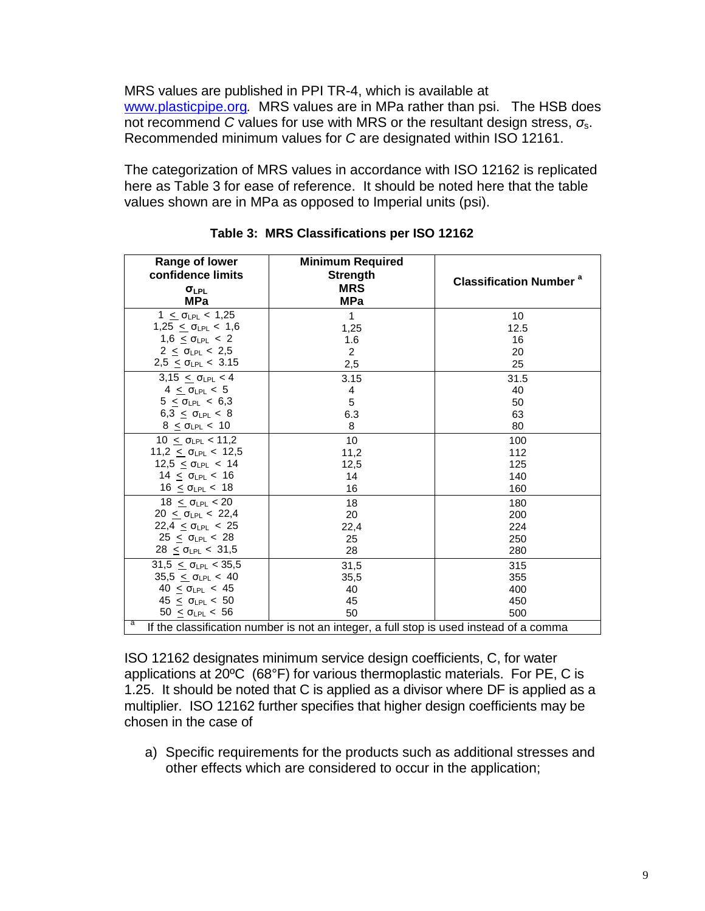MRS values are published in PPI TR-4, which is available at [www.plasticpipe.org](http://www.plasticpipe.org). MRS values are in MPa rather than psi. The HSB does not recommend *C* values for use with MRS or the resultant design stress, $\sigma_s$. Recommended minimum values for *C* are designated within ISO 12161.

The categorization of MRS values in accordance with ISO 12162 is replicated here as Table 3 for ease of reference. It should be noted here that the table values shown are in MPa as opposed to Imperial units (psi).

**Table 3: MRS Classifications per ISO 12162**

| Range of lower confidence limits $\sigma_{LPL}$ MPa | Minimum Required Strength MRS MPa | Classification Number [a] |
|---|---|---|
| $1 \leq \sigma_{LPL} < 1{,}25$ | 1 | 10 |
| $1{,}25 \leq \sigma_{LPL} < 1{,}6$ | 1,25 | 12.5 |
| $1{,}6 \leq \sigma_{LPL} < 2$ | 1.6 | 16 |
| $2 \leq \sigma_{LPL} < 2{,}5$ | 2 | 20 |
| $2{,}5 \leq \sigma_{LPL} < 3.15$ | 2,5 | 25 |
| $3{,}15 \leq \sigma_{LPL} < 4$ | 3.15 | 31.5 |
| $4 \leq \sigma_{LPL} < 5$ | 4 | 40 |
| $5 \leq \sigma_{LPL} < 6{,}3$ | 5 | 50 |
| $6{,}3 \leq \sigma_{LPL} < 8$ | 6.3 | 63 |
| $8 \leq \sigma_{LPL} < 10$ | 8 | 80 |
| $10 \leq \sigma_{LPL} < 11{,}2$ | 10 | 100 |
| $11{,}2 \leq \sigma_{LPL} < 12{,}5$ | 11,2 | 112 |
| $12{,}5 \leq \sigma_{LPL} < 14$ | 12,5 | 125 |
| $14 \leq \sigma_{LPL} < 16$ | 14 | 140 |
| $16 \leq \sigma_{LPL} < 18$ | 16 | 160 |
| $18 \leq \sigma_{LPL} < 20$ | 18 | 180 |
| $20 \leq \sigma_{LPL} < 22{,}4$ | 20 | 200 |
| $22{,}4 \leq \sigma_{LPL} < 25$ | 22,4 | 224 |
| $25 \leq \sigma_{LPL} < 28$ | 25 | 250 |
| $28 \leq \sigma_{LPL} < 31{,}5$ | 28 | 280 |
| $31{,}5 \leq \sigma_{LPL} < 35{,}5$ | 31,5 | 315 |
| $35{,}5 \leq \sigma_{LPL} < 40$ | 35,5 | 355 |
| $40 \leq \sigma_{LPL} < 45$ | 40 | 400 |
| $45 \leq \sigma_{LPL} < 50$ | 45 | 450 |
| $50 \leq \sigma_{LPL} < 56$ | 50 | 500 |

[a] If the classification number is not an integer, a full stop is used instead of a comma

ISO 12162 designates minimum service design coefficients, C, for water applications at 20ºC (68°F) for various thermoplastic materials. For PE, C is 1.25. It should be noted that C is applied as a divisor where DF is applied as a multiplier. ISO 12162 further specifies that higher design coefficients may be chosen in the case of

a) Specific requirements for the products such as additional stresses and other effects which are considered to occur in the application;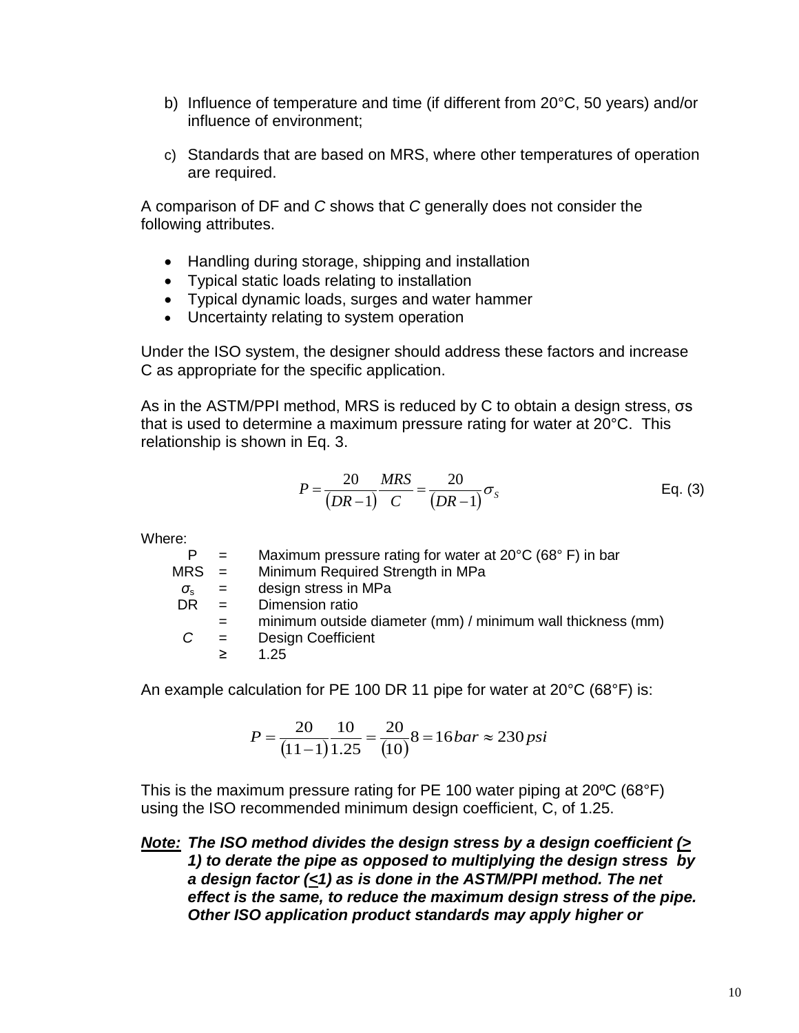b) Influence of temperature and time (if different from 20°C, 50 years) and/or influence of environment;

c) Standards that are based on MRS, where other temperatures of operation are required.

A comparison of DF and *C* shows that *C* generally does not consider the following attributes.

- Handling during storage, shipping and installation
- Typical static loads relating to installation
- Typical dynamic loads, surges and water hammer
- Uncertainty relating to system operation

Under the ISO system, the designer should address these factors and increase C as appropriate for the specific application.

As in the ASTM/PPI method, MRS is reduced by C to obtain a design stress, σs that is used to determine a maximum pressure rating for water at 20°C. This relationship is shown in Eq. 3.

$$P = \frac{20}{(DR-1)} \frac{MRS}{C} = \frac{20}{(DR-1)} \sigma_S \qquad \text{Eq. (3)}$$

Where:

| | | |
|---|---|---|
| P | = | Maximum pressure rating for water at 20°C (68° F) in bar |
| MRS | = | Minimum Required Strength in MPa |
| $\sigma_s$ | = | design stress in MPa |
| DR | = | Dimension ratio |
| | = | minimum outside diameter (mm) / minimum wall thickness (mm) |
| *C* | = | Design Coefficient |
| | ≥ | 1.25 |

An example calculation for PE 100 DR 11 pipe for water at 20°C (68°F) is:

$$P = \frac{20}{(11-1)} \frac{10}{1.25} = \frac{20}{(10)} 8 = 16\,bar \approx 230\,psi$$

This is the maximum pressure rating for PE 100 water piping at 20ºC (68°F) using the ISO recommended minimum design coefficient, C, of 1.25.

***Note:*** ***The ISO method divides the design stress by a design coefficient (≥ 1) to derate the pipe as opposed to multiplying the design stress by a design factor (≤1) as is done in the ASTM/PPI method. The net effect is the same, to reduce the maximum design stress of the pipe. Other ISO application product standards may apply higher or***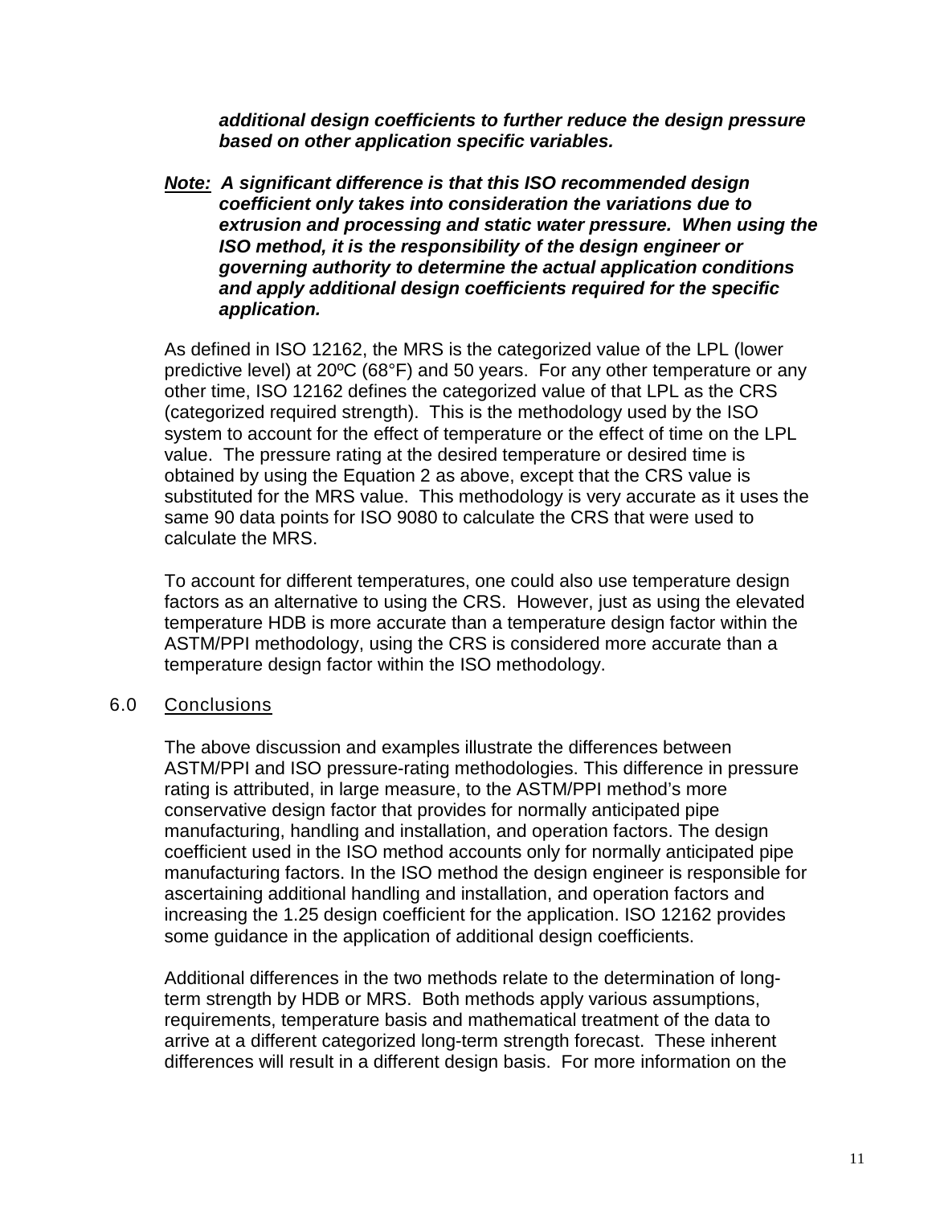***additional design coefficients to further reduce the design pressure based on other application specific variables.***

***Note:*** ***A significant difference is that this ISO recommended design coefficient only takes into consideration the variations due to extrusion and processing and static water pressure. When using the ISO method, it is the responsibility of the design engineer or governing authority to determine the actual application conditions and apply additional design coefficients required for the specific application.***

As defined in ISO 12162, the MRS is the categorized value of the LPL (lower predictive level) at 20ºC (68°F) and 50 years. For any other temperature or any other time, ISO 12162 defines the categorized value of that LPL as the CRS (categorized required strength). This is the methodology used by the ISO system to account for the effect of temperature or the effect of time on the LPL value. The pressure rating at the desired temperature or desired time is obtained by using the Equation 2 as above, except that the CRS value is substituted for the MRS value. This methodology is very accurate as it uses the same 90 data points for ISO 9080 to calculate the CRS that were used to calculate the MRS.

To account for different temperatures, one could also use temperature design factors as an alternative to using the CRS. However, just as using the elevated temperature HDB is more accurate than a temperature design factor within the ASTM/PPI methodology, using the CRS is considered more accurate than a temperature design factor within the ISO methodology.

## 6.0 Conclusions

The above discussion and examples illustrate the differences between ASTM/PPI and ISO pressure-rating methodologies. This difference in pressure rating is attributed, in large measure, to the ASTM/PPI method's more conservative design factor that provides for normally anticipated pipe manufacturing, handling and installation, and operation factors. The design coefficient used in the ISO method accounts only for normally anticipated pipe manufacturing factors. In the ISO method the design engineer is responsible for ascertaining additional handling and installation, and operation factors and increasing the 1.25 design coefficient for the application. ISO 12162 provides some guidance in the application of additional design coefficients.

Additional differences in the two methods relate to the determination of long-term strength by HDB or MRS. Both methods apply various assumptions, requirements, temperature basis and mathematical treatment of the data to arrive at a different categorized long-term strength forecast. These inherent differences will result in a different design basis. For more information on the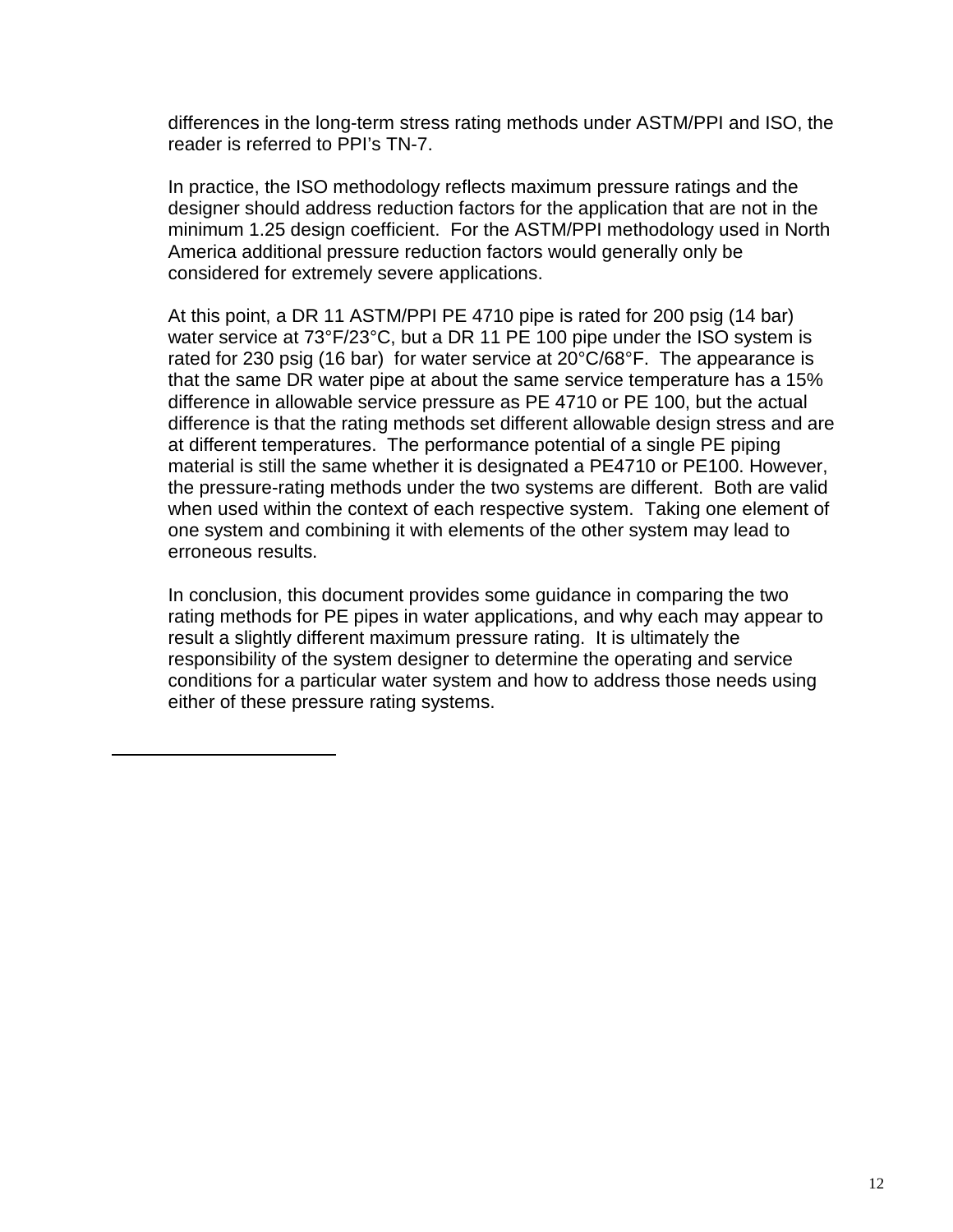differences in the long-term stress rating methods under ASTM/PPI and ISO, the reader is referred to PPI's TN-7.

In practice, the ISO methodology reflects maximum pressure ratings and the designer should address reduction factors for the application that are not in the minimum 1.25 design coefficient. For the ASTM/PPI methodology used in North America additional pressure reduction factors would generally only be considered for extremely severe applications.

At this point, a DR 11 ASTM/PPI PE 4710 pipe is rated for 200 psig (14 bar) water service at 73°F/23°C, but a DR 11 PE 100 pipe under the ISO system is rated for 230 psig (16 bar) for water service at 20°C/68°F. The appearance is that the same DR water pipe at about the same service temperature has a 15% difference in allowable service pressure as PE 4710 or PE 100, but the actual difference is that the rating methods set different allowable design stress and are at different temperatures. The performance potential of a single PE piping material is still the same whether it is designated a PE4710 or PE100. However, the pressure-rating methods under the two systems are different. Both are valid when used within the context of each respective system. Taking one element of one system and combining it with elements of the other system may lead to erroneous results.

In conclusion, this document provides some guidance in comparing the two rating methods for PE pipes in water applications, and why each may appear to result a slightly different maximum pressure rating. It is ultimately the responsibility of the system designer to determine the operating and service conditions for a particular water system and how to address those needs using either of these pressure rating systems.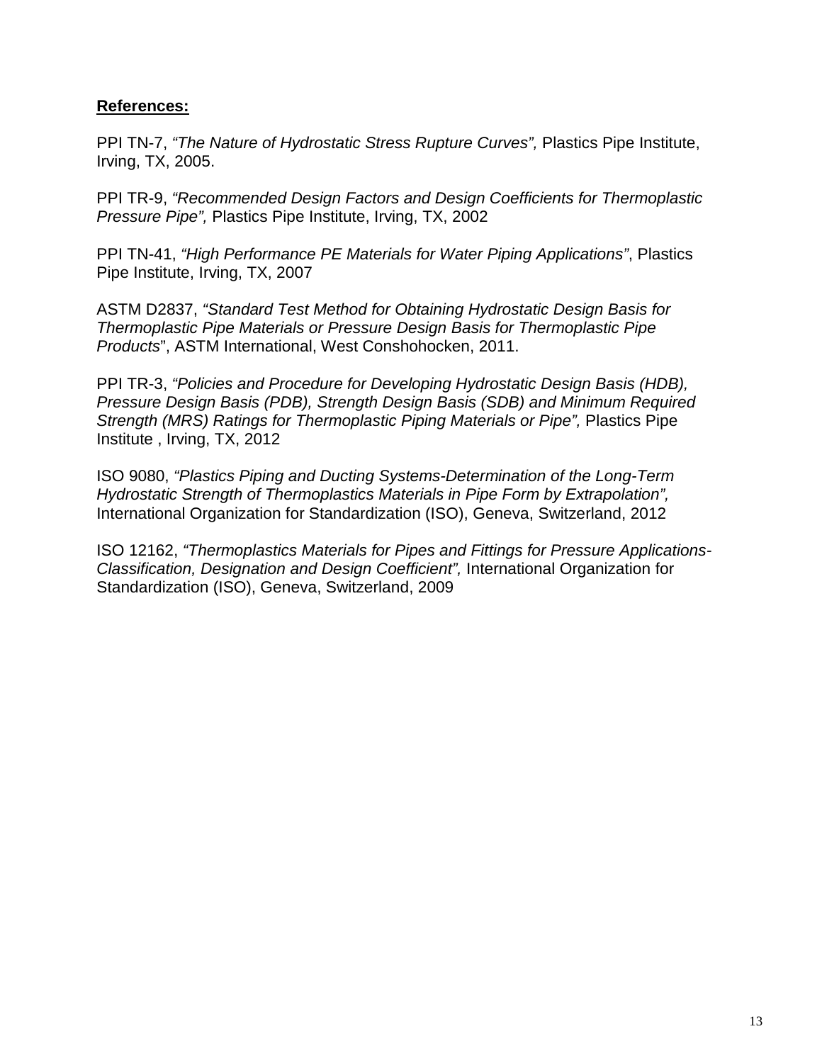**References:**

PPI TN-7, *"The Nature of Hydrostatic Stress Rupture Curves",* Plastics Pipe Institute, Irving, TX, 2005.

PPI TR-9, *"Recommended Design Factors and Design Coefficients for Thermoplastic Pressure Pipe",* Plastics Pipe Institute, Irving, TX, 2002

PPI TN-41, *"High Performance PE Materials for Water Piping Applications"*, Plastics Pipe Institute, Irving, TX, 2007

ASTM D2837, *"Standard Test Method for Obtaining Hydrostatic Design Basis for Thermoplastic Pipe Materials or Pressure Design Basis for Thermoplastic Pipe Products*", ASTM International, West Conshohocken, 2011.

PPI TR-3, *"Policies and Procedure for Developing Hydrostatic Design Basis (HDB), Pressure Design Basis (PDB), Strength Design Basis (SDB) and Minimum Required Strength (MRS) Ratings for Thermoplastic Piping Materials or Pipe",* Plastics Pipe Institute , Irving, TX, 2012

ISO 9080, *"Plastics Piping and Ducting Systems-Determination of the Long-Term Hydrostatic Strength of Thermoplastics Materials in Pipe Form by Extrapolation",* International Organization for Standardization (ISO), Geneva, Switzerland, 2012

ISO 12162, *"Thermoplastics Materials for Pipes and Fittings for Pressure Applications-Classification, Designation and Design Coefficient",* International Organization for Standardization (ISO), Geneva, Switzerland, 2009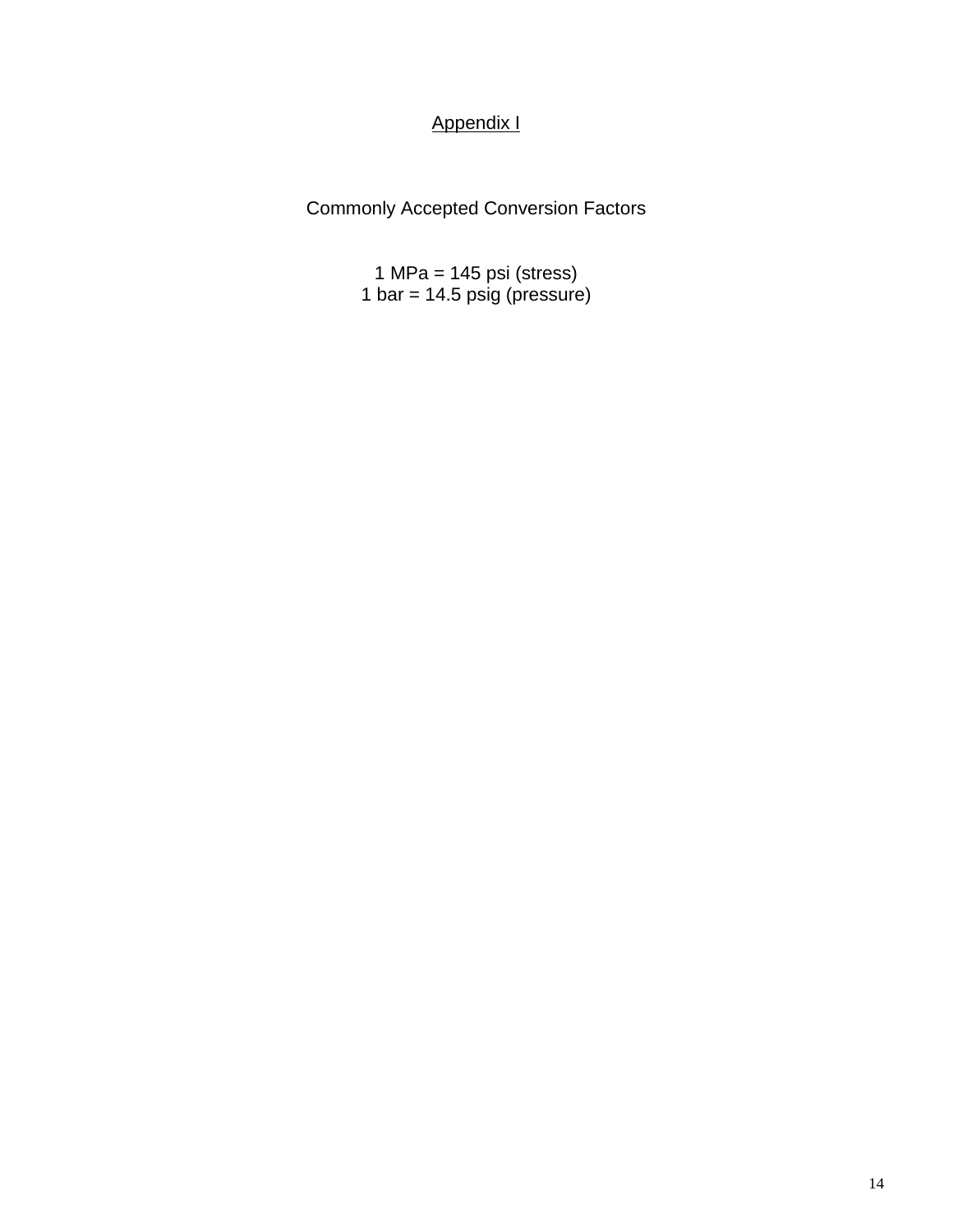## Appendix I

### Commonly Accepted Conversion Factors

1 MPa = 145 psi (stress)
1 bar = 14.5 psig (pressure)